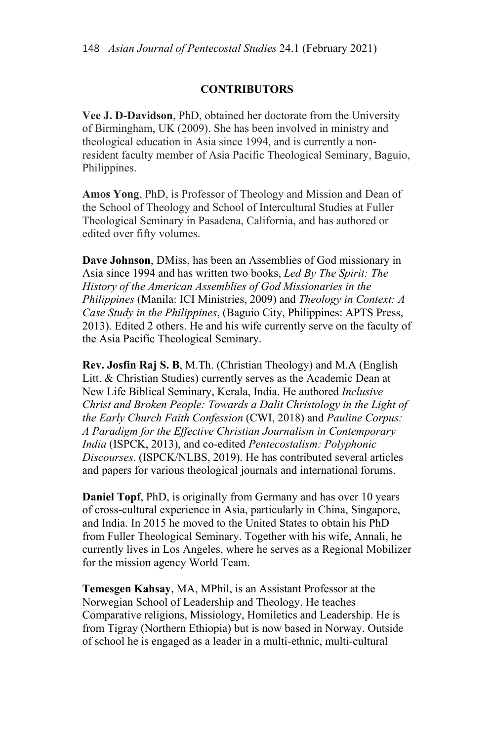## CONTRIBUTORS

**Vee J. D-Davidson**, PhD, obtained her doctorate from the University of Birmingham, UK (2009). She has been involved in ministry and theological education in Asia since 1994, and is currently a non-resident faculty member of Asia Pacific Theological Seminary, Baguio, Philippines.

**Amos Yong**, PhD, is Professor of Theology and Mission and Dean of the School of Theology and School of Intercultural Studies at Fuller Theological Seminary in Pasadena, California, and has authored or edited over fifty volumes.

**Dave Johnson**, DMiss, has been an Assemblies of God missionary in Asia since 1994 and has written two books, *Led By The Spirit: The History of the American Assemblies of God Missionaries in the Philippines* (Manila: ICI Ministries, 2009) and *Theology in Context: A Case Study in the Philippines*, (Baguio City, Philippines: APTS Press, 2013). Edited 2 others. He and his wife currently serve on the faculty of the Asia Pacific Theological Seminary.

**Rev. Josfin Raj S. B**, M.Th. (Christian Theology) and M.A (English Litt. & Christian Studies) currently serves as the Academic Dean at New Life Biblical Seminary, Kerala, India. He authored *Inclusive Christ and Broken People: Towards a Dalit Christology in the Light of the Early Church Faith Confession* (CWI, 2018) and *Pauline Corpus: A Paradigm for the Effective Christian Journalism in Contemporary India* (ISPCK, 2013), and co-edited *Pentecostalism: Polyphonic Discourses*. (ISPCK/NLBS, 2019). He has contributed several articles and papers for various theological journals and international forums.

**Daniel Topf**, PhD, is originally from Germany and has over 10 years of cross-cultural experience in Asia, particularly in China, Singapore, and India. In 2015 he moved to the United States to obtain his PhD from Fuller Theological Seminary. Together with his wife, Annali, he currently lives in Los Angeles, where he serves as a Regional Mobilizer for the mission agency World Team.

**Temesgen Kahsay**, MA, MPhil, is an Assistant Professor at the Norwegian School of Leadership and Theology. He teaches Comparative religions, Missiology, Homiletics and Leadership. He is from Tigray (Northern Ethiopia) but is now based in Norway. Outside of school he is engaged as a leader in a multi-ethnic, multi-cultural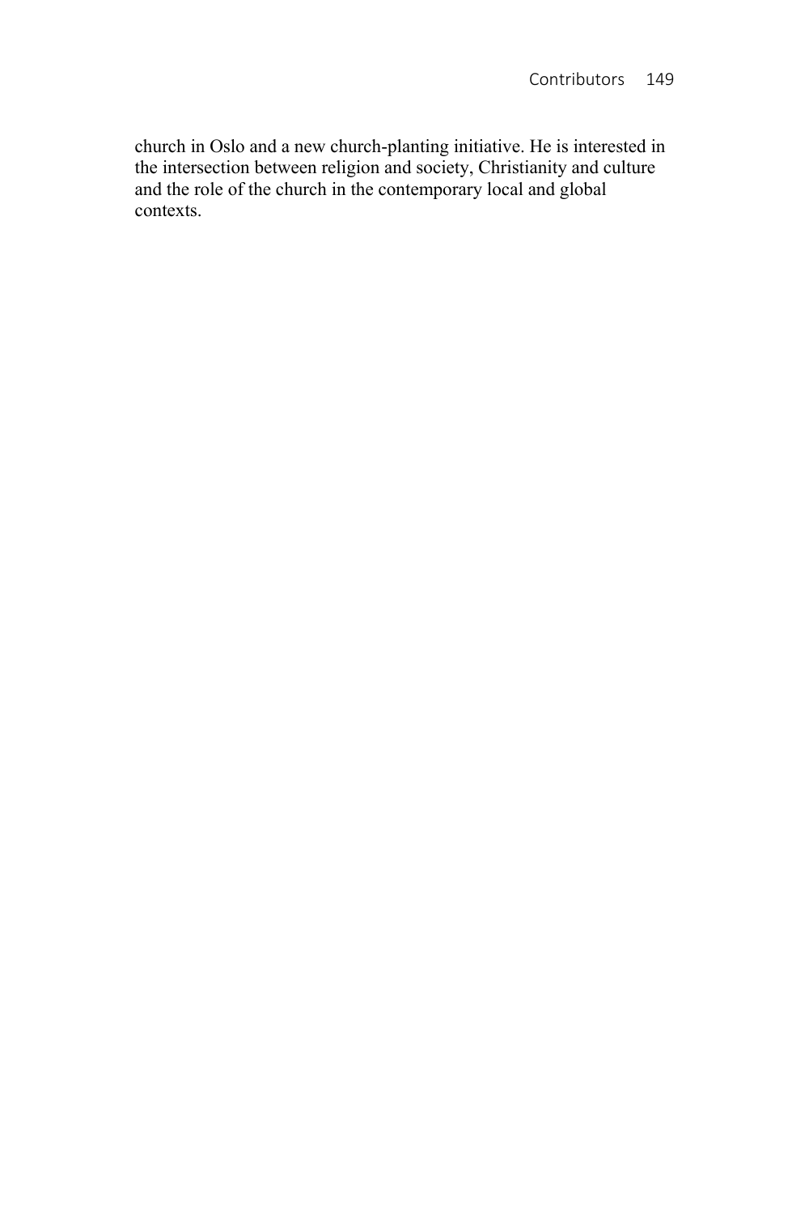church in Oslo and a new church-planting initiative. He is interested in the intersection between religion and society, Christianity and culture and the role of the church in the contemporary local and global contexts.